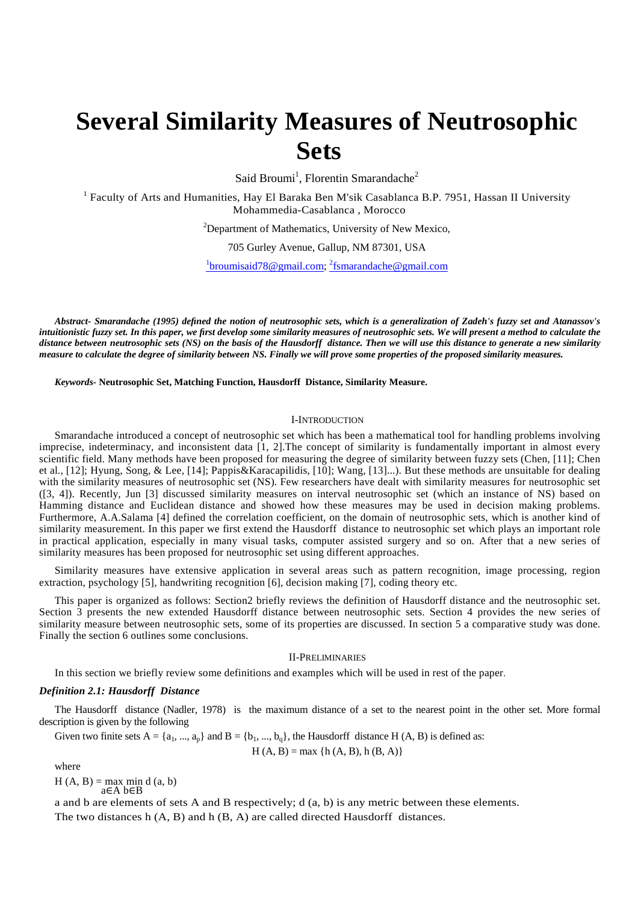# Several Similarity Measures of Neutrosophic Sets

Said Broumi[1], Florentin Smarandache[2]

[1] Faculty of Arts and Humanities, Hay El Baraka Ben M'sik Casablanca B.P. 7951, Hassan II University Mohammedia-Casablanca , Morocco

[2]Department of Mathematics, University of New Mexico,

705 Gurley Avenue, Gallup, NM 87301, USA

[1]broumisaid78@gmail.com; [2]fsmarandache@gmail.com

***Abstract- Smarandache (1995) defined the notion of neutrosophic sets, which is a generalization of Zadeh's fuzzy set and Atanassov's intuitionistic fuzzy set. In this paper, we first develop some similarity measures of neutrosophic sets. We will present a method to calculate the distance between neutrosophic sets (NS) on the basis of the Hausdorff distance. Then we will use this distance to generate a new similarity measure to calculate the degree of similarity between NS. Finally we will prove some properties of the proposed similarity measures.***

***Keywords*- Neutrosophic Set, Matching Function, Hausdorff Distance, Similarity Measure.**

## I-Introduction

Smarandache introduced a concept of neutrosophic set which has been a mathematical tool for handling problems involving imprecise, indeterminacy, and inconsistent data [1, 2].The concept of similarity is fundamentally important in almost every scientific field. Many methods have been proposed for measuring the degree of similarity between fuzzy sets (Chen, [11]; Chen et al., [12]; Hyung, Song, & Lee, [14]; Pappis&Karacapilidis, [10]; Wang, [13]...). But these methods are unsuitable for dealing with the similarity measures of neutrosophic set (NS). Few researchers have dealt with similarity measures for neutrosophic set ([3, 4]). Recently, Jun [3] discussed similarity measures on interval neutrosophic set (which an instance of NS) based on Hamming distance and Euclidean distance and showed how these measures may be used in decision making problems. Furthermore, A.A.Salama [4] defined the correlation coefficient, on the domain of neutrosophic sets, which is another kind of similarity measurement. In this paper we first extend the Hausdorff distance to neutrosophic set which plays an important role in practical application, especially in many visual tasks, computer assisted surgery and so on. After that a new series of similarity measures has been proposed for neutrosophic set using different approaches.

Similarity measures have extensive application in several areas such as pattern recognition, image processing, region extraction, psychology [5], handwriting recognition [6], decision making [7], coding theory etc.

This paper is organized as follows: Section2 briefly reviews the definition of Hausdorff distance and the neutrosophic set. Section 3 presents the new extended Hausdorff distance between neutrosophic sets. Section 4 provides the new series of similarity measure between neutrosophic sets, some of its properties are discussed. In section 5 a comparative study was done. Finally the section 6 outlines some conclusions.

## II-Preliminaries

In this section we briefly review some definitions and examples which will be used in rest of the paper.

### *Definition 2.1: Hausdorff Distance*

The Hausdorff distance (Nadler, 1978) is the maximum distance of a set to the nearest point in the other set. More formal description is given by the following

Given two finite sets $A = \{a_1, ..., a_p\}$ and $B = \{b_1, ..., b_q\}$, the Hausdorff distance H (A, B) is defined as:

$$H(A, B) = \max\{h(A, B), h(B, A)\}$$

where

$$H(A, B) = \max_{a \in A} \min_{b \in B} d(a, b)$$

a and b are elements of sets A and B respectively; d (a, b) is any metric between these elements.

The two distances h (A, B) and h (B, A) are called directed Hausdorff distances.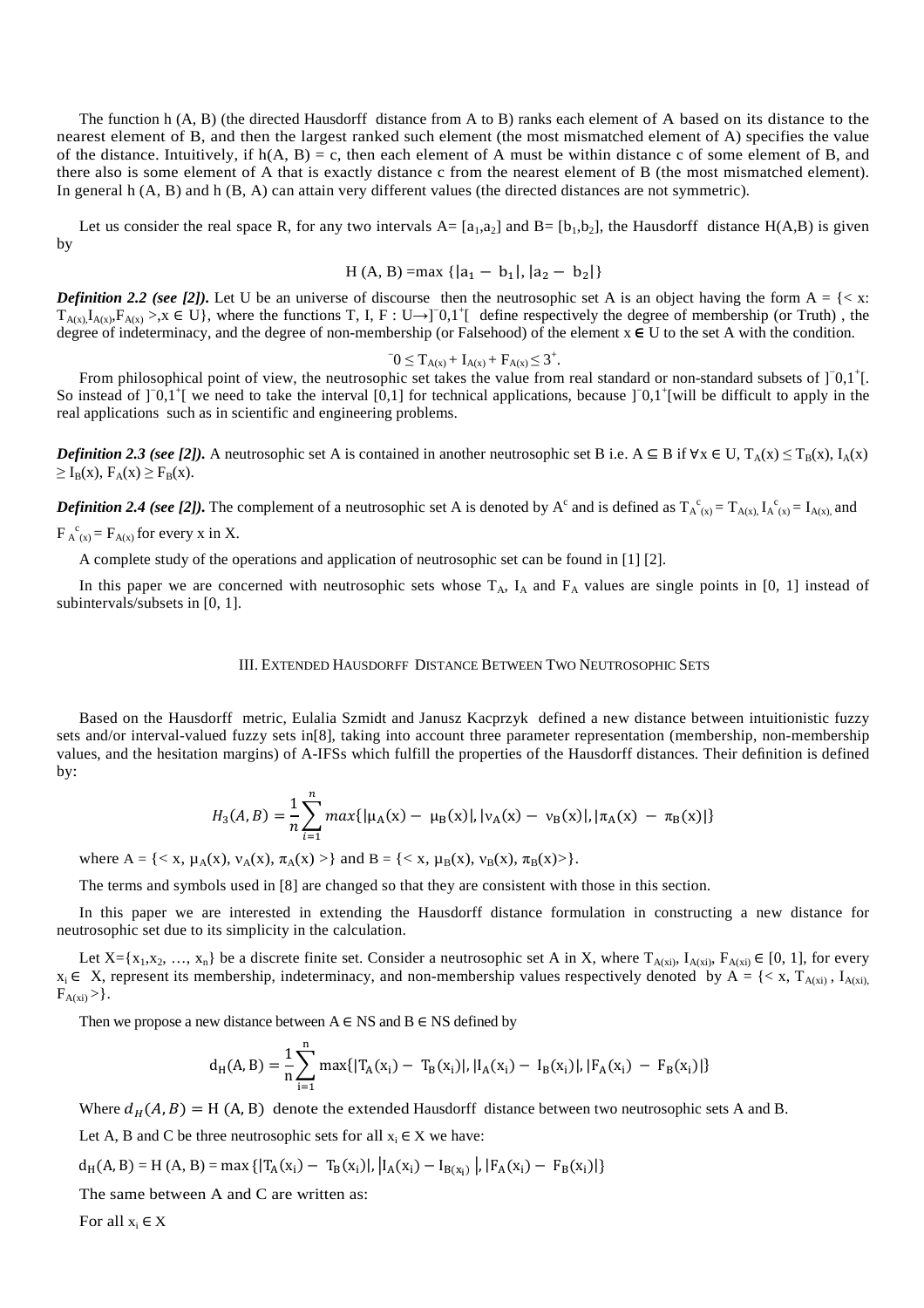The function h (A, B) (the directed Hausdorff distance from A to B) ranks each element of A based on its distance to the nearest element of B, and then the largest ranked such element (the most mismatched element of A) specifies the value of the distance. Intuitively, if h(A, B) = c, then each element of A must be within distance c of some element of B, and there also is some element of A that is exactly distance c from the nearest element of B (the most mismatched element). In general h (A, B) and h (B, A) can attain very different values (the directed distances are not symmetric).

Let us consider the real space R, for any two intervals $A= [a_1,a_2]$ and $B= [b_1,b_2]$, the Hausdorff distance H(A,B) is given by

$$H(A, B) = \max\{|a_1 - b_1|, |a_2 - b_2|\}$$

***Definition 2.2 (see [2]).*** Let U be an universe of discourse then the neutrosophic set A is an object having the form $A = \{< x: T_{A(x)}, I_{A(x)}, F_{A(x)} >, x \in U\}$, where the functions T, I, F : $U \rightarrow ]^{-}0,1^{+}[$ define respectively the degree of membership (or Truth) , the degree of indeterminacy, and the degree of non-membership (or Falsehood) of the element $x \in U$ to the set A with the condition.

$$^{-}0 \leq T_{A(x)} + I_{A(x)} + F_{A(x)} \leq 3^{+}.$$

From philosophical point of view, the neutrosophic set takes the value from real standard or non-standard subsets of $]^{-}0,1^{+}[$. So instead of $]^{-}0,1^{+}[$ we need to take the interval [0,1] for technical applications, because $]^{-}0,1^{+}[$will be difficult to apply in the real applications such as in scientific and engineering problems.

***Definition 2.3 (see [2]).*** A neutrosophic set A is contained in another neutrosophic set B i.e. $A \subseteq B$ if $\forall x \in U$, $T_A(x) \leq T_B(x)$, $I_A(x) \geq I_B(x)$, $F_A(x) \geq F_B(x)$.

***Definition 2.4 (see [2]).*** The complement of a neutrosophic set A is denoted by $A^c$ and is defined as $T_{A^c(x)} = T_{A(x)}$, $I_{A^c(x)} = I_{A(x)}$, and $F_{A^c(x)} = F_{A(x)}$ for every x in X.

A complete study of the operations and application of neutrosophic set can be found in [1] [2].

In this paper we are concerned with neutrosophic sets whose $T_A$, $I_A$ and $F_A$ values are single points in [0, 1] instead of subintervals/subsets in [0, 1].

## III. Extended Hausdorff Distance Between Two Neutrosophic Sets

Based on the Hausdorff metric, Eulalia Szmidt and Janusz Kacprzyk defined a new distance between intuitionistic fuzzy sets and/or interval-valued fuzzy sets in[8], taking into account three parameter representation (membership, non-membership values, and the hesitation margins) of A-IFSs which fulfill the properties of the Hausdorff distances. Their definition is defined by:

$$H_3(A,B) = \frac{1}{n}\sum_{i=1}^{n} max\{|\mu_A(x) - \mu_B(x)|, |\nu_A(x) - \nu_B(x)|, |\pi_A(x) - \pi_B(x)|\}$$

where $A = \{< x, \mu_A(x), \nu_A(x), \pi_A(x) >\}$ and $B = \{< x, \mu_B(x), \nu_B(x), \pi_B(x)>\}$.

The terms and symbols used in [8] are changed so that they are consistent with those in this section.

In this paper we are interested in extending the Hausdorff distance formulation in constructing a new distance for neutrosophic set due to its simplicity in the calculation.

Let $X=\{x_1,x_2, \ldots, x_n\}$ be a discrete finite set. Consider a neutrosophic set A in X, where $T_{A(xi)}, I_{A(xi)}, F_{A(xi)} \in [0, 1]$, for every $x_i \in X$, represent its membership, indeterminacy, and non-membership values respectively denoted by $A = \{< x, T_{A(xi)}, I_{A(xi)}, F_{A(xi)} >\}$.

Then we propose a new distance between $A \in NS$ and $B \in NS$ defined by

$$d_H(A, B) = \frac{1}{n}\sum_{i=1}^{n} \max\{|T_A(x_i) - T_B(x_i)|, |I_A(x_i) - I_B(x_i)|, |F_A(x_i) - F_B(x_i)|\}$$

Where $d_H(A,B) = H(A,B)$ denote the extended Hausdorff distance between two neutrosophic sets A and B.

Let A, B and C be three neutrosophic sets for all $x_i \in X$ we have:

$d_H(A, B) = H(A, B) = \max\{|T_A(x_i) - T_B(x_i)|, |I_A(x_i) - I_{B(x_i)}|, |F_A(x_i) - F_B(x_i)|\}$

The same between A and C are written as:

For all $x_i \in X$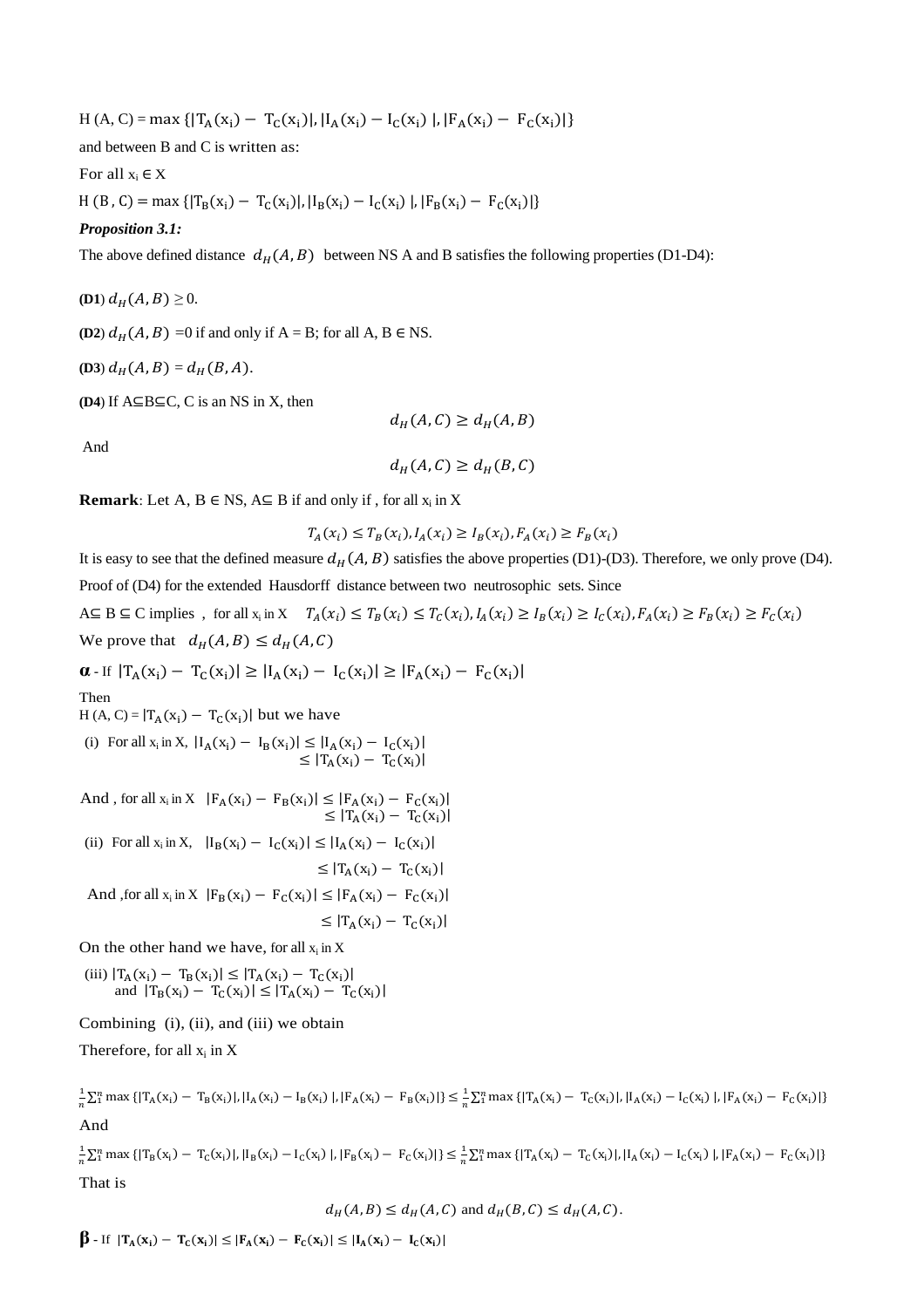$$H(A, C) = \max\{|T_A(x_i) - T_C(x_i)|, |I_A(x_i) - I_C(x_i)|, |F_A(x_i) - F_C(x_i)|\}$$

and between B and C is written as:

For all $x_i \in X$

$$H(B, C) = \max\{|T_B(x_i) - T_C(x_i)|, |I_B(x_i) - I_C(x_i)|, |F_B(x_i) - F_C(x_i)|\}$$

***Proposition 3.1:***

The above defined distance $d_H(A, B)$ between NS A and B satisfies the following properties (D1-D4):

**(D1)** $d_H(A, B) \geq 0$.

**(D2)** $d_H(A, B) = 0$ if and only if A = B; for all A, B ∈ NS.

**(D3)** $d_H(A, B) = d_H(B, A)$.

**(D4)** If A⊆B⊆C, C is an NS in X, then

$$d_H(A, C) \geq d_H(A, B)$$

And

$$d_H(A, C) \geq d_H(B, C)$$

**Remark**: Let A, B ∈ NS, A⊆ B if and only if , for all $x_i$ in X

$$T_A(x_i) \leq T_B(x_i), I_A(x_i) \geq I_B(x_i), F_A(x_i) \geq F_B(x_i)$$

It is easy to see that the defined measure $d_H(A, B)$ satisfies the above properties (D1)-(D3). Therefore, we only prove (D4).

Proof of (D4) for the extended Hausdorff distance between two neutrosophic sets. Since

A⊆ B ⊆ C implies , for all $x_i$ in X $T_A(x_i) \leq T_B(x_i) \leq T_C(x_i), I_A(x_i) \geq I_B(x_i) \geq I_C(x_i), F_A(x_i) \geq F_B(x_i) \geq F_C(x_i)$

We prove that $d_H(A, B) \leq d_H(A, C)$

**α** - If $|T_A(x_i) - T_C(x_i)| \geq |I_A(x_i) - I_C(x_i)| \geq |F_A(x_i) - F_C(x_i)|$

Then

$H(A, C) = |T_A(x_i) - T_C(x_i)|$ but we have

(i) For all $x_i$ in X, $|I_A(x_i) - I_B(x_i)| \leq |I_A(x_i) - I_C(x_i)| \leq |T_A(x_i) - T_C(x_i)|$

And , for all $x_i$ in X $|F_A(x_i) - F_B(x_i)| \leq |F_A(x_i) - F_C(x_i)| \leq |T_A(x_i) - T_C(x_i)|$

(ii) For all $x_i$ in X, $|I_B(x_i) - I_C(x_i)| \leq |I_A(x_i) - I_C(x_i)| \leq |T_A(x_i) - T_C(x_i)|$

And ,for all $x_i$ in X $|F_B(x_i) - F_C(x_i)| \leq |F_A(x_i) - F_C(x_i)| \leq |T_A(x_i) - T_C(x_i)|$

On the other hand we have, for all $x_i$ in X

(iii) $|T_A(x_i) - T_B(x_i)| \leq |T_A(x_i) - T_C(x_i)|$ and $|T_B(x_i) - T_C(x_i)| \leq |T_A(x_i) - T_C(x_i)|$

Combining (i), (ii), and (iii) we obtain

Therefore, for all $x_i$ in X

$$\frac{1}{n}\sum_1^n \max\{|T_A(x_i) - T_B(x_i)|, |I_A(x_i) - I_B(x_i)|, |F_A(x_i) - F_B(x_i)|\} \leq \frac{1}{n}\sum_1^n \max\{|T_A(x_i) - T_C(x_i)|, |I_A(x_i) - I_C(x_i)|, |F_A(x_i) - F_C(x_i)|\}$$

And

$$\frac{1}{n}\sum_1^n \max\{|T_B(x_i) - T_C(x_i)|, |I_B(x_i) - I_C(x_i)|, |F_B(x_i) - F_C(x_i)|\} \leq \frac{1}{n}\sum_1^n \max\{|T_A(x_i) - T_C(x_i)|, |I_A(x_i) - I_C(x_i)|, |F_A(x_i) - F_C(x_i)|\}$$

That is

$$d_H(A, B) \leq d_H(A, C) \text{ and } d_H(B, C) \leq d_H(A, C).$$

**β** - If $|T_A(x_i) - T_C(x_i)| \leq |F_A(x_i) - F_C(x_i)| \leq |I_A(x_i) - I_C(x_i)|$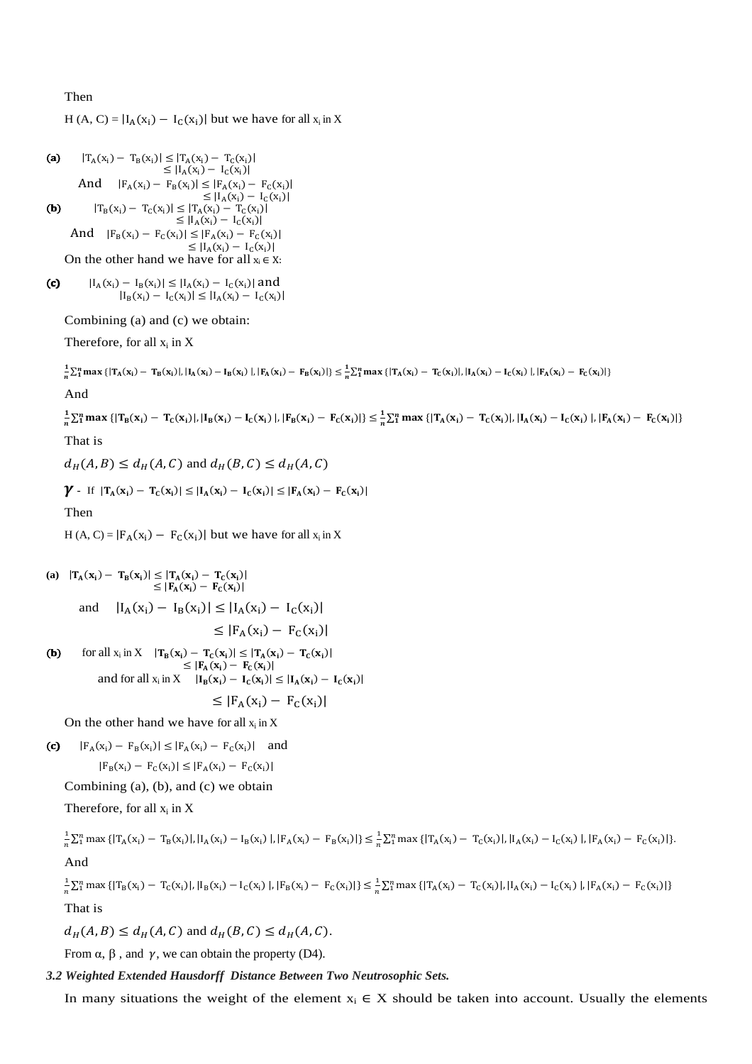Then

H (A, C) = $|I_A(x_i) - I_C(x_i)|$ but we have for all $x_i$ in X

**(a)** $|T_A(x_i) - T_B(x_i)| \le |T_A(x_i) - T_C(x_i)|$
$\le |I_A(x_i) - I_C(x_i)|$

And $|F_A(x_i) - F_B(x_i)| \le |F_A(x_i) - F_C(x_i)|$
$\le |I_A(x_i) - I_C(x_i)|$

**(b)** $|T_B(x_i) - T_C(x_i)| \le |T_A(x_i) - T_C(x_i)|$
$\le |I_A(x_i) - I_C(x_i)|$

And $|F_B(x_i) - F_C(x_i)| \le |F_A(x_i) - F_C(x_i)|$
$\le |I_A(x_i) - I_C(x_i)|$

On the other hand we have for all $x_i \in X$:

**(c)** $|I_A(x_i) - I_B(x_i)| \le |I_A(x_i) - I_C(x_i)|$ and
$|I_B(x_i) - I_C(x_i)| \le |I_A(x_i) - I_C(x_i)|$

Combining (a) and (c) we obtain:

Therefore, for all $x_i$ in X

$$\frac{1}{n}\sum_1^n \max\{|T_A(x_i) - T_B(x_i)|, |I_A(x_i) - I_B(x_i)|, |F_A(x_i) - F_B(x_i)|\} \le \frac{1}{n}\sum_1^n \max\{|T_A(x_i) - T_C(x_i)|, |I_A(x_i) - I_C(x_i)|, |F_A(x_i) - F_C(x_i)|\}$$

And

$$\frac{1}{n}\sum_1^n \max\{|T_B(x_i) - T_C(x_i)|, |I_B(x_i) - I_C(x_i)|, |F_B(x_i) - F_C(x_i)|\} \le \frac{1}{n}\sum_1^n \max\{|T_A(x_i) - T_C(x_i)|, |I_A(x_i) - I_C(x_i)|, |F_A(x_i) - F_C(x_i)|\}$$

That is

$d_H(A,B) \le d_H(A,C)$ and $d_H(B,C) \le d_H(A,C)$

$\boldsymbol{\gamma}$ - If $|T_A(x_i) - T_C(x_i)| \le |I_A(x_i) - I_C(x_i)| \le |F_A(x_i) - F_C(x_i)|$

Then

H (A, C) = $|F_A(x_i) - F_C(x_i)|$ but we have for all $x_i$ in X

**(a)** $|T_A(x_i) - T_B(x_i)| \le |T_A(x_i) - T_C(x_i)|$
$\le |F_A(x_i) - F_C(x_i)|$

and $|I_A(x_i) - I_B(x_i)| \le |I_A(x_i) - I_C(x_i)|$
$\le |F_A(x_i) - F_C(x_i)|$

**(b)** for all $x_i$ in X $|T_B(x_i) - T_C(x_i)| \le |T_A(x_i) - T_C(x_i)|$
$\le |F_A(x_i) - F_C(x_i)|$

and for all $x_i$ in X $|I_B(x_i) - I_C(x_i)| \le |I_A(x_i) - I_C(x_i)|$
$\le |F_A(x_i) - F_C(x_i)|$

On the other hand we have for all $x_i$ in X

**(c)** $|F_A(x_i) - F_B(x_i)| \le |F_A(x_i) - F_C(x_i)|$ and
$|F_B(x_i) - F_C(x_i)| \le |F_A(x_i) - F_C(x_i)|$

Combining (a), (b), and (c) we obtain

Therefore, for all $x_i$ in X

$$\frac{1}{n}\sum_1^n \max\{|T_A(x_i) - T_B(x_i)|, |I_A(x_i) - I_B(x_i)|, |F_A(x_i) - F_B(x_i)|\} \le \frac{1}{n}\sum_1^n \max\{|T_A(x_i) - T_C(x_i)|, |I_A(x_i) - I_C(x_i)|, |F_A(x_i) - F_C(x_i)|\}.$$

And

$$\frac{1}{n}\sum_1^n \max\{|T_B(x_i) - T_C(x_i)|, |I_B(x_i) - I_C(x_i)|, |F_B(x_i) - F_C(x_i)|\} \le \frac{1}{n}\sum_1^n \max\{|T_A(x_i) - T_C(x_i)|, |I_A(x_i) - I_C(x_i)|, |F_A(x_i) - F_C(x_i)|\}$$

That is

$d_H(A,B) \le d_H(A,C)$ and $d_H(B,C) \le d_H(A,C)$.

From α, β , and $\gamma$, we can obtain the property (D4).

### *3.2 Weighted Extended Hausdorff Distance Between Two Neutrosophic Sets.*

In many situations the weight of the element $x_i \in X$ should be taken into account. Usually the elements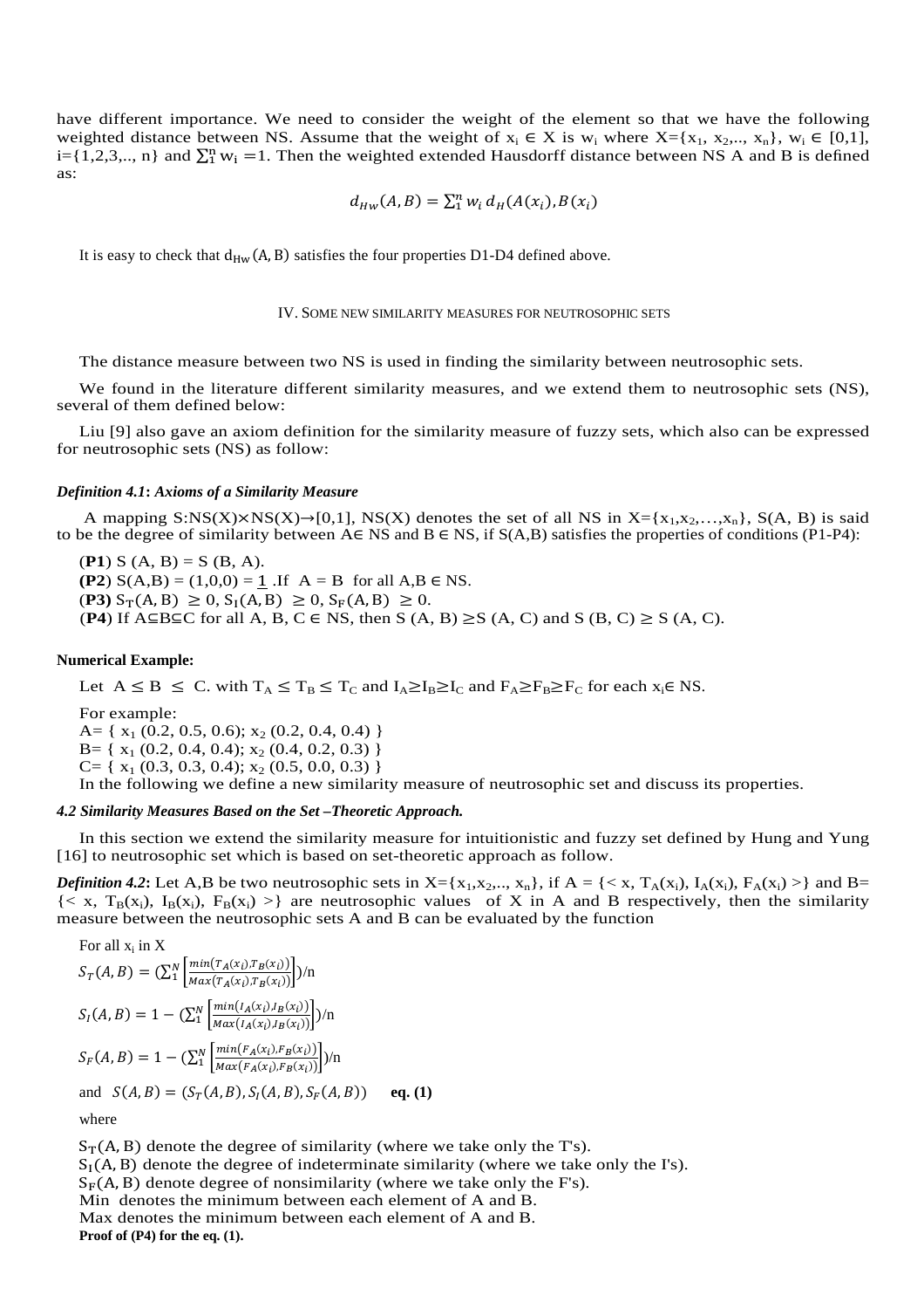have different importance. We need to consider the weight of the element so that we have the following weighted distance between NS. Assume that the weight of $x_i \in X$ is $w_i$ where $X=\{x_1, x_2,.., x_n\}$, $w_i \in [0,1]$, $i=\{1,2,3,.., n\}$ and $\sum_1^n w_i = 1$. Then the weighted extended Hausdorff distance between NS A and B is defined as:

$$d_{Hw}(A,B) = \sum_1^n w_i\, d_H(A(x_i), B(x_i))$$

It is easy to check that $d_{Hw}(A,B)$ satisfies the four properties D1-D4 defined above.

## IV. Some new similarity measures for neutrosophic sets

The distance measure between two NS is used in finding the similarity between neutrosophic sets.

We found in the literature different similarity measures, and we extend them to neutrosophic sets (NS), several of them defined below:

Liu [9] also gave an axiom definition for the similarity measure of fuzzy sets, which also can be expressed for neutrosophic sets (NS) as follow:

***Definition 4.1*: *Axioms of a Similarity Measure***

A mapping $S: NS(X)\times NS(X)\rightarrow[0,1]$, NS(X) denotes the set of all NS in $X=\{x_1,x_2,\ldots,x_n\}$, S(A, B) is said to be the degree of similarity between $A\in$ NS and $B \in$ NS, if S(A,B) satisfies the properties of conditions (P1-P4):

(**P1**) S (A, B) = S (B, A).
(**P2**) S(A,B) = (1,0,0) = $\underline{1}$ .If A = B for all A,B $\in$ NS.
(**P3**) $S_T(A,B) \geq 0$, $S_I(A,B) \geq 0$, $S_F(A,B) \geq 0$.
(**P4**) If $A\subseteq B\subseteq C$ for all A, B, C $\in$ NS, then S (A, B) $\geq$ S (A, C) and S (B, C) $\geq$ S (A, C).

**Numerical Example:**

Let $A \leq B \leq C$. with $T_A \leq T_B \leq T_C$ and $I_A \geq I_B \geq I_C$ and $F_A \geq F_B \geq F_C$ for each $x_i \in$ NS.

For example:
A= { $x_1$ (0.2, 0.5, 0.6); $x_2$ (0.2, 0.4, 0.4) }
B= { $x_1$ (0.2, 0.4, 0.4); $x_2$ (0.4, 0.2, 0.3) }
C= { $x_1$ (0.3, 0.3, 0.4); $x_2$ (0.5, 0.0, 0.3) }
In the following we define a new similarity measure of neutrosophic set and discuss its properties.

### *4.2 Similarity Measures Based on the Set –Theoretic Approach.*

In this section we extend the similarity measure for intuitionistic and fuzzy set defined by Hung and Yung [16] to neutrosophic set which is based on set-theoretic approach as follow.

***Definition 4.2*:** Let A,B be two neutrosophic sets in $X=\{x_1,x_2,.., x_n\}$, if $A = \{< x, T_A(x_i), I_A(x_i), F_A(x_i) >\}$ and $B= \{< x, T_B(x_i), I_B(x_i), F_B(x_i) >\}$ are neutrosophic values of X in A and B respectively, then the similarity measure between the neutrosophic sets A and B can be evaluated by the function

For all $x_i$ in X

$$S_T(A,B) = \left(\sum_1^N \left[\frac{min(T_A(x_i), T_B(x_i))}{Max(T_A(x_i), T_B(x_i))}\right]\right)/n$$

$$S_I(A,B) = 1 - \left(\sum_1^N \left[\frac{min(I_A(x_i), I_B(x_i))}{Max(I_A(x_i), I_B(x_i))}\right]\right)/n$$

$$S_F(A,B) = 1 - \left(\sum_1^N \left[\frac{min(F_A(x_i), F_B(x_i))}{Max(F_A(x_i), F_B(x_i))}\right]\right)/n$$

and $S(A,B) = (S_T(A,B), S_I(A,B), S_F(A,B))$ **eq. (1)**

where

$S_T(A,B)$ denote the degree of similarity (where we take only the T's).
$S_I(A,B)$ denote the degree of indeterminate similarity (where we take only the I's).
$S_F(A,B)$ denote degree of nonsimilarity (where we take only the F's).
Min denotes the minimum between each element of A and B.
Max denotes the minimum between each element of A and B.

**Proof of (P4) for the eq. (1).**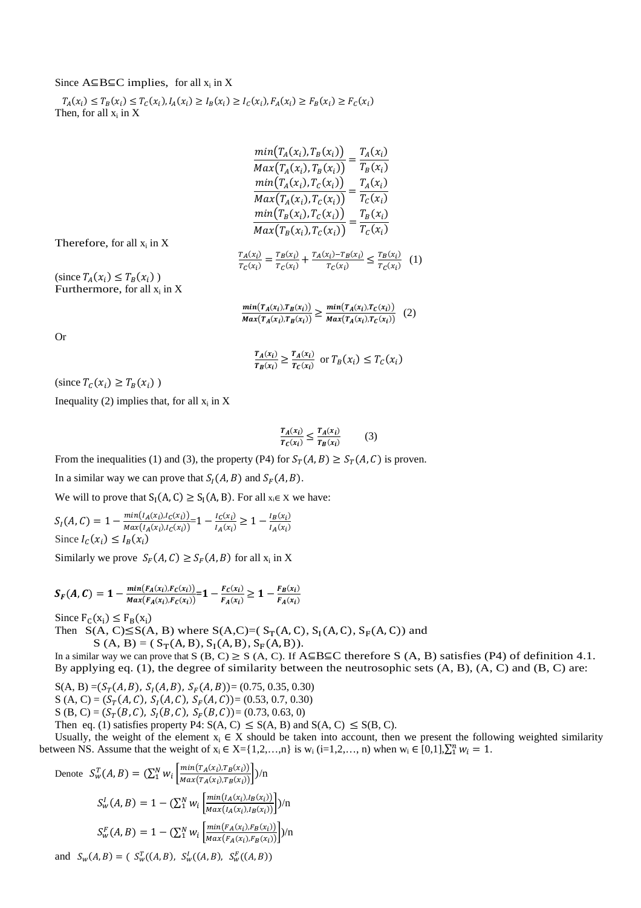Since $A \subseteq B \subseteq C$ implies, for all $x_i$ in X

$T_A(x_i) \leq T_B(x_i) \leq T_C(x_i), I_A(x_i) \geq I_B(x_i) \geq I_C(x_i), F_A(x_i) \geq F_B(x_i) \geq F_C(x_i)$

Then, for all $x_i$ in X

$$\frac{min(T_A(x_i), T_B(x_i))}{Max(T_A(x_i), T_B(x_i))} = \frac{T_A(x_i)}{T_B(x_i)}$$
$$\frac{min(T_A(x_i), T_C(x_i))}{Max(T_A(x_i), T_C(x_i))} = \frac{T_A(x_i)}{T_C(x_i)}$$
$$\frac{min(T_B(x_i), T_C(x_i))}{Max(T_B(x_i), T_C(x_i))} = \frac{T_B(x_i)}{T_C(x_i)}$$

Therefore, for all $x_i$ in X

$$\frac{T_A(x_i)}{T_C(x_i)} = \frac{T_B(x_i)}{T_C(x_i)} + \frac{T_A(x_i) - T_B(x_i)}{T_C(x_i)} \leq \frac{T_B(x_i)}{T_C(x_i)} \quad (1)$$

(since $T_A(x_i) \leq T_B(x_i)$ )

Furthermore, for all $x_i$ in X

$$\frac{min(T_A(x_i), T_B(x_i))}{Max(T_A(x_i), T_B(x_i))} \geq \frac{min(T_A(x_i), T_C(x_i))}{Max(T_A(x_i), T_C(x_i))} \quad (2)$$

Or

$$\frac{T_A(x_i)}{T_B(x_i)} \geq \frac{T_A(x_i)}{T_C(x_i)} \text{ or } T_B(x_i) \leq T_C(x_i)$$

(since $T_C(x_i) \geq T_B(x_i)$ )

Inequality (2) implies that, for all $x_i$ in X

$$\frac{T_A(x_i)}{T_C(x_i)} \leq \frac{T_A(x_i)}{T_B(x_i)} \quad (3)$$

From the inequalities (1) and (3), the property (P4) for $S_T(A, B) \geq S_T(A, C)$ is proven.

In a similar way we can prove that $S_I(A, B)$ and $S_F(A, B)$.

We will to prove that $S_I(A, C) \geq S_I(A, B)$. For all $x_i \in X$ we have:

$S_I(A, C) = 1 - \frac{min(I_A(x_i), I_C(x_i))}{Max(I_A(x_i), I_C(x_i))} = 1 - \frac{I_C(x_i)}{I_A(x_i)} \geq 1 - \frac{I_B(x_i)}{I_A(x_i)}$

Since $I_C(x_i) \leq I_B(x_i)$

Similarly we prove $S_F(A, C) \geq S_F(A, B)$ for all $x_i$ in X

$$\boldsymbol{S_F(A, C) = 1 - \frac{min(F_A(x_i), F_C(x_i))}{Max(F_A(x_i), F_C(x_i))} = 1 - \frac{F_C(x_i)}{F_A(x_i)} \geq 1 - \frac{F_B(x_i)}{F_A(x_i)}}$$

Since $F_C(x_i) \leq F_B(x_i)$

Then $S(A, C) \leq S(A, B)$ where $S(A,C) = (S_T(A, C), S_I(A, C), S_F(A, C))$ and $S(A, B) = (S_T(A, B), S_I(A, B), S_F(A, B))$.

In a similar way we can prove that $S(B, C) \geq S(A, C)$. If $A \subseteq B \subseteq C$ therefore $S(A, B)$ satisfies (P4) of definition 4.1. By applying eq. (1), the degree of similarity between the neutrosophic sets (A, B), (A, C) and (B, C) are:

$S(A, B) = (S_T(A, B), S_I(A, B), S_F(A, B)) = (0.75, 0.35, 0.30)$
$S(A, C) = (S_T(A, C), S_I(A, C), S_F(A, C)) = (0.53, 0.7, 0.30)$
$S(B, C) = (S_T(B, C), S_I(B, C), S_F(B, C)) = (0.73, 0.63, 0)$

Then eq. (1) satisfies property P4: $S(A, C) \leq S(A, B)$ and $S(A, C) \leq S(B, C)$.

Usually, the weight of the element $x_i \in X$ should be taken into account, then we present the following weighted similarity between NS. Assume that the weight of $x_i \in X = \{1,2,\ldots,n\}$ is $w_i$ (i=1,2,…, n) when $w_i \in [0,1], \sum_1^n w_i = 1$.

Denote $S_w^T(A, B) = (\sum_1^N w_i \left[\frac{min(T_A(x_i), T_B(x_i))}{Max(T_A(x_i), T_B(x_i))}\right])/n$

$$S_w^I(A, B) = 1 - (\sum_1^N w_i \left[\frac{min(I_A(x_i), I_B(x_i))}{Max(I_A(x_i), I_B(x_i))}\right])/n$$

$$S_w^F(A, B) = 1 - (\sum_1^N w_i \left[\frac{min(F_A(x_i), F_B(x_i))}{Max(F_A(x_i), F_B(x_i))}\right])/n$$

and $S_w(A, B) = ( S_w^T((A, B), S_w^I((A, B), S_w^F((A, B))$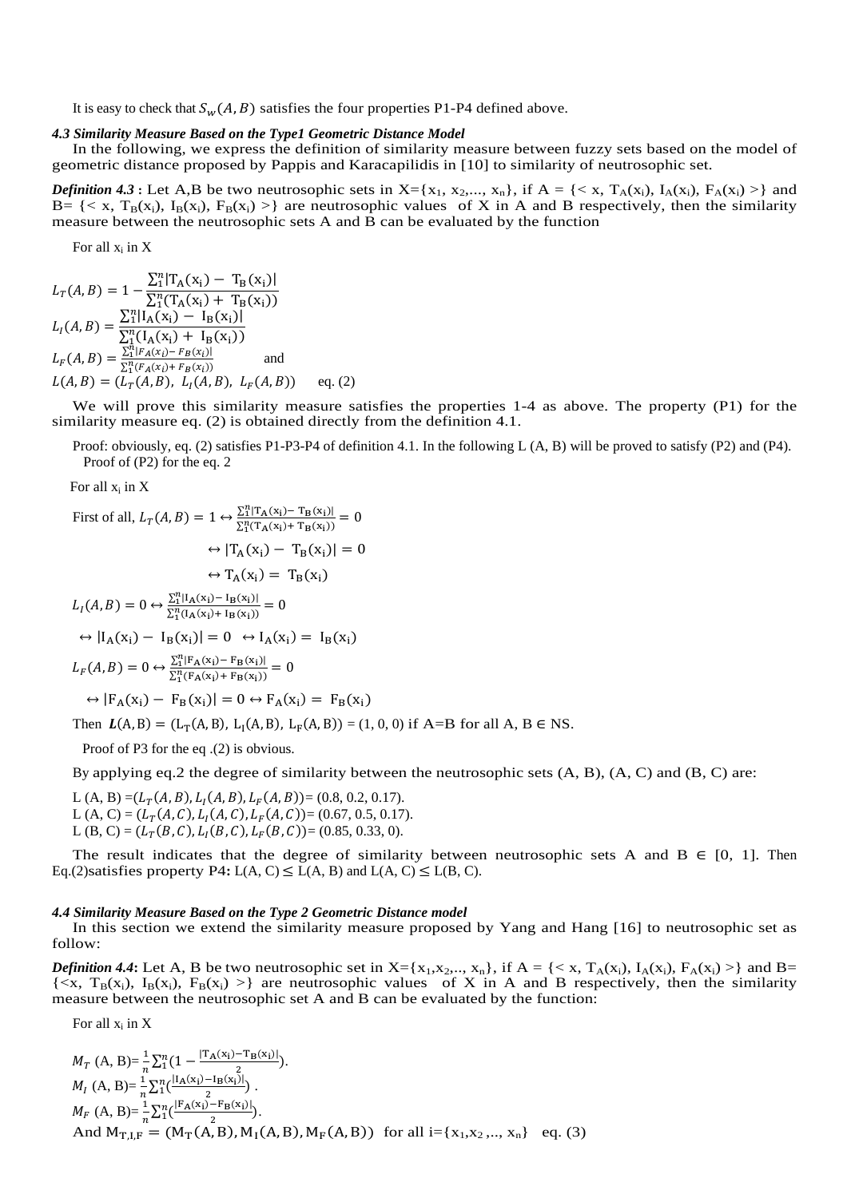It is easy to check that $S_w(A, B)$ satisfies the four properties P1-P4 defined above.

### *4.3 Similarity Measure Based on the Type1 Geometric Distance Model*

In the following, we express the definition of similarity measure between fuzzy sets based on the model of geometric distance proposed by Pappis and Karacapilidis in [10] to similarity of neutrosophic set.

***Definition 4.3 :*** Let A,B be two neutrosophic sets in $X=\{x_1, x_2,..., x_n\}$, if $A = \{< x, T_A(x_i), I_A(x_i), F_A(x_i) >\}$ and $B= \{< x, T_B(x_i), I_B(x_i), F_B(x_i) >\}$ are neutrosophic values of X in A and B respectively, then the similarity measure between the neutrosophic sets A and B can be evaluated by the function

For all $x_i$ in X

$$L_T(A,B) = 1 - \frac{\sum_1^n |T_A(x_i) - T_B(x_i)|}{\sum_1^n (T_A(x_i) + T_B(x_i))}$$

$$L_I(A,B) = \frac{\sum_1^n |I_A(x_i) - I_B(x_i)|}{\sum_1^n (I_A(x_i) + I_B(x_i))}$$

$$L_F(A,B) = \frac{\sum_1^n |F_A(x_i) - F_B(x_i)|}{\sum_1^n (F_A(x_i) + F_B(x_i))} \quad \text{and}$$

$$L(A,B) = (L_T(A,B),\ L_I(A,B),\ L_F(A,B)) \qquad \text{eq. (2)}$$

We will prove this similarity measure satisfies the properties 1-4 as above. The property (P1) for the similarity measure eq. (2) is obtained directly from the definition 4.1.

Proof: obviously, eq. (2) satisfies P1-P3-P4 of definition 4.1. In the following L (A, B) will be proved to satisfy (P2) and (P4).
Proof of (P2) for the eq. 2

For all $x_i$ in X

First of all, $L_T(A,B) = 1 \leftrightarrow \frac{\sum_1^n |T_A(x_i) - T_B(x_i)|}{\sum_1^n (T_A(x_i) + T_B(x_i))} = 0$

$$\leftrightarrow |T_A(x_i) - T_B(x_i)| = 0$$

$$\leftrightarrow T_A(x_i) = T_B(x_i)$$

$L_I(A,B) = 0 \leftrightarrow \frac{\sum_1^n |I_A(x_i) - I_B(x_i)|}{\sum_1^n (I_A(x_i) + I_B(x_i))} = 0$

$\leftrightarrow |I_A(x_i) - I_B(x_i)| = 0 \ \leftrightarrow I_A(x_i) = I_B(x_i)$

$L_F(A,B) = 0 \leftrightarrow \frac{\sum_1^n |F_A(x_i) - F_B(x_i)|}{\sum_1^n (F_A(x_i) + F_B(x_i))} = 0$

$\leftrightarrow |F_A(x_i) - F_B(x_i)| = 0 \leftrightarrow F_A(x_i) = F_B(x_i)$

Then $\boldsymbol{L}(A,B) = (L_T(A,B),\ L_I(A,B),\ L_F(A,B)) = (1, 0, 0)$ if A=B for all A, B $\in$ NS.

Proof of P3 for the eq .(2) is obvious.

By applying eq.2 the degree of similarity between the neutrosophic sets (A, B), (A, C) and (B, C) are:

L (A, B) $=(L_T(A,B), L_I(A,B), L_F(A,B))$= (0.8, 0.2, 0.17).
L (A, C) = $(L_T(A,C), L_I(A,C), L_F(A,C))$= (0.67, 0.5, 0.17).
L (B, C) = $(L_T(B,C), L_I(B,C), L_F(B,C))$= (0.85, 0.33, 0).

The result indicates that the degree of similarity between neutrosophic sets A and B $\in$ [0, 1]. Then Eq.(2)satisfies property P4**:** L(A, C) $\leq$ L(A, B) and L(A, C) $\leq$ L(B, C).

### *4.4 Similarity Measure Based on the Type 2 Geometric Distance model*

In this section we extend the similarity measure proposed by Yang and Hang [16] to neutrosophic set as follow:

***Definition 4.4*:** Let A, B be two neutrosophic set in $X=\{x_1,x_2,.., x_n\}$, if $A = \{< x, T_A(x_i), I_A(x_i), F_A(x_i) >\}$ and $B= \{<x, T_B(x_i), I_B(x_i), F_B(x_i) >\}$ are neutrosophic values of X in A and B respectively, then the similarity measure between the neutrosophic set A and B can be evaluated by the function:

For all $x_i$ in X

$$M_T\ (A, B) = \frac{1}{n}\sum_1^n \left(1 - \frac{|T_A(x_i) - T_B(x_i)|}{2}\right).$$

$$M_I\ (A, B) = \frac{1}{n}\sum_1^n \left(\frac{|I_A(x_i) - I_B(x_i)|}{2}\right).$$

$$M_F\ (A, B) = \frac{1}{n}\sum_1^n \left(\frac{|F_A(x_i) - F_B(x_i)|}{2}\right).$$

And $M_{T,I,F} = (M_T(A,B), M_I(A,B), M_F(A,B))$ for all $i=\{x_1,x_2,.., x_n\}$ eq. (3)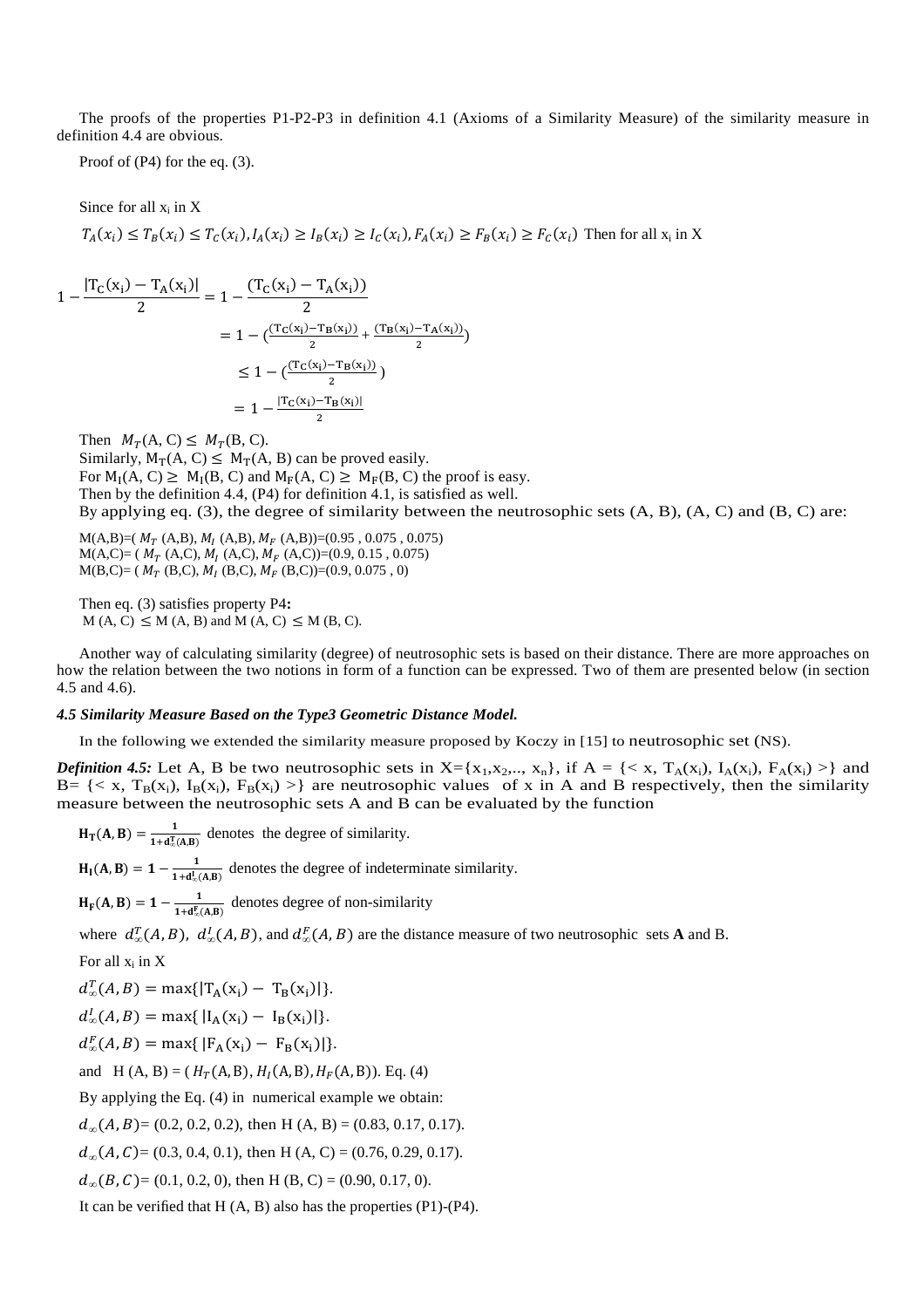The proofs of the properties P1-P2-P3 in definition 4.1 (Axioms of a Similarity Measure) of the similarity measure in definition 4.4 are obvious.

Proof of (P4) for the eq. (3).

Since for all $x_i$ in X

$T_A(x_i) \leq T_B(x_i) \leq T_C(x_i), I_A(x_i) \geq I_B(x_i) \geq I_C(x_i), F_A(x_i) \geq F_B(x_i) \geq F_C(x_i)$ Then for all $x_i$ in X

$$
\begin{aligned}
1-\frac{|T_C(x_i)-T_A(x_i)|}{2} &= 1-\frac{(T_C(x_i)-T_A(x_i))}{2} \\
&= 1-\left(\frac{(T_C(x_i)-T_B(x_i))}{2}+\frac{(T_B(x_i)-T_A(x_i))}{2}\right) \\
&\leq 1-\left(\frac{(T_C(x_i)-T_B(x_i))}{2}\right) \\
&= 1-\frac{|T_C(x_i)-T_B(x_i)|}{2}
\end{aligned}
$$

Then $M_T(A, C) \leq M_T(B, C)$.

Similarly, $M_T(A, C) \leq M_T(A, B)$ can be proved easily.

For $M_I(A, C) \geq M_I(B, C)$ and $M_F(A, C) \geq M_F(B, C)$ the proof is easy.

Then by the definition 4.4, (P4) for definition 4.1, is satisfied as well.

By applying eq. (3), the degree of similarity between the neutrosophic sets (A, B), (A, C) and (B, C) are:

M(A,B)=( $M_T$ (A,B), $M_I$ (A,B), $M_F$ (A,B))=(0.95 , 0.075 , 0.075)
M(A,C)= ( $M_T$ (A,C), $M_I$ (A,C), $M_F$ (A,C))=(0.9, 0.15 , 0.075)
M(B,C)= ( $M_T$ (B,C), $M_I$ (B,C), $M_F$ (B,C))=(0.9, 0.075 , 0)

Then eq. (3) satisfies property P4**:**
M (A, C) $\leq$ M (A, B) and M (A, C) $\leq$ M (B, C).

Another way of calculating similarity (degree) of neutrosophic sets is based on their distance. There are more approaches on how the relation between the two notions in form of a function can be expressed. Two of them are presented below (in section 4.5 and 4.6).

#### *4.5 Similarity Measure Based on the Type3 Geometric Distance Model.*

In the following we extended the similarity measure proposed by Koczy in [15] to neutrosophic set (NS).

***Definition 4.5:*** Let A, B be two neutrosophic sets in X={$x_1$,$x_2$,.., $x_n$}, if A = {< x, $T_A(x_i)$, $I_A(x_i)$, $F_A(x_i)$ >} and B= {< x, $T_B(x_i)$, $I_B(x_i)$, $F_B(x_i)$ >} are neutrosophic values of x in A and B respectively, then the similarity measure between the neutrosophic sets A and B can be evaluated by the function

$\mathbf{H_T(A, B)} = \frac{1}{1+d^T_\infty(A,B)}$ denotes the degree of similarity.

$\mathbf{H_I(A, B)} = 1-\frac{1}{1+d^I_\infty(A,B)}$ denotes the degree of indeterminate similarity.

$\mathbf{H_F(A, B)} = 1-\frac{1}{1+d^F_\infty(A,B)}$ denotes degree of non-similarity

where $d^T_\infty(A,B)$, $d^I_\infty(A,B)$, and $d^F_\infty(A,B)$ are the distance measure of two neutrosophic sets **A** and B.

For all $x_i$ in X

$d^T_\infty(A,B) = \max\{|T_A(x_i) - T_B(x_i)|\}$.

$d^I_\infty(A,B) = \max\{|I_A(x_i) - I_B(x_i)|\}$.

$d^F_\infty(A,B) = \max\{|F_A(x_i) - F_B(x_i)|\}$.

and H (A, B) = ( $H_T(A,B), H_I(A,B), H_F(A,B)$). Eq. (4)

By applying the Eq. (4) in numerical example we obtain:

$d_\infty(A,B)$= (0.2, 0.2, 0.2), then H (A, B) = (0.83, 0.17, 0.17).

$d_\infty(A,C)$= (0.3, 0.4, 0.1), then H (A, C) = (0.76, 0.29, 0.17).

$d_\infty(B,C)$= (0.1, 0.2, 0), then H (B, C) = (0.90, 0.17, 0).

It can be verified that H (A, B) also has the properties (P1)-(P4).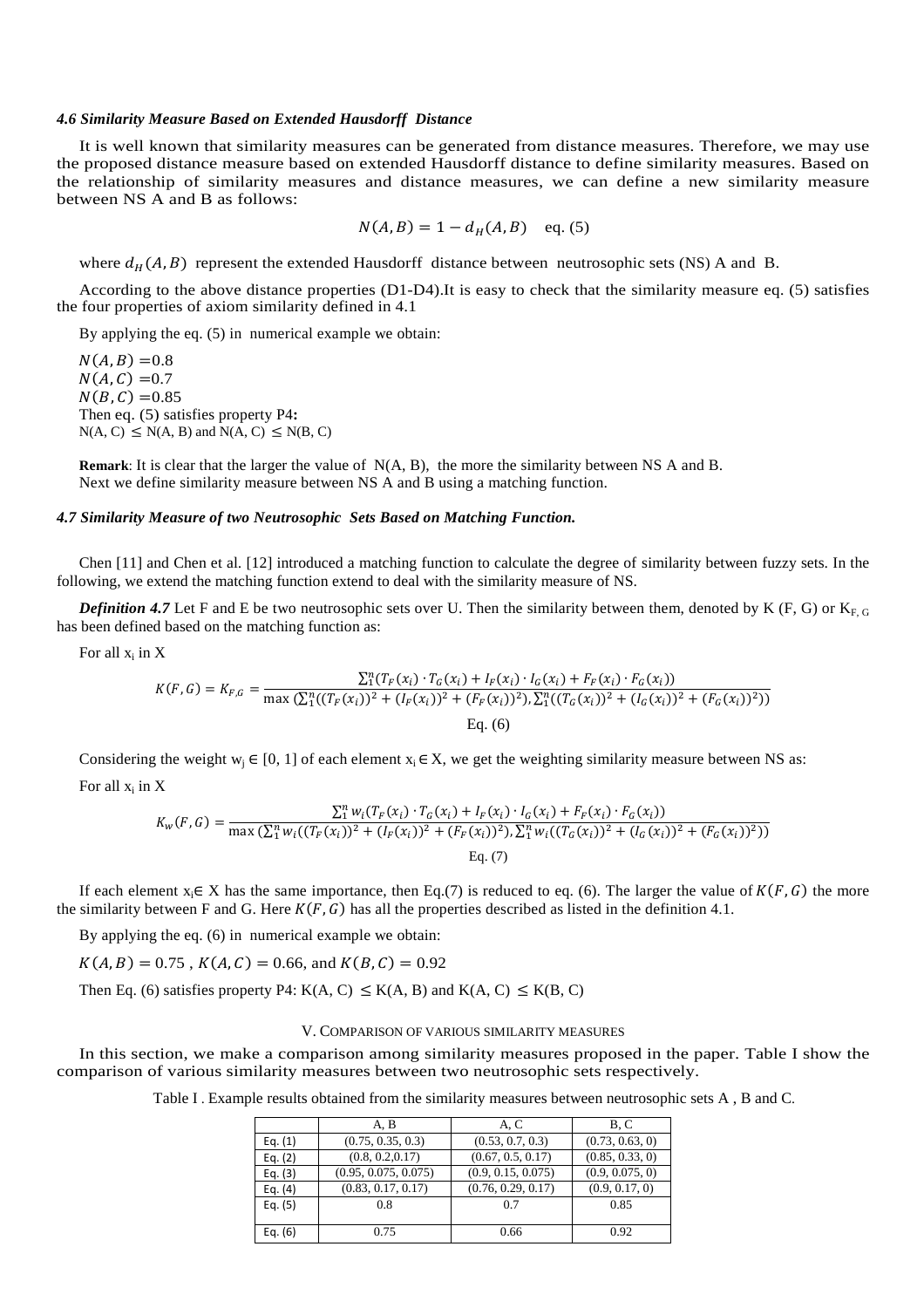#### *4.6 Similarity Measure Based on Extended Hausdorff Distance*

It is well known that similarity measures can be generated from distance measures. Therefore, we may use the proposed distance measure based on extended Hausdorff distance to define similarity measures. Based on the relationship of similarity measures and distance measures, we can define a new similarity measure between NS A and B as follows:

$$N(A,B) = 1 - d_H(A,B) \quad \text{eq. (5)}$$

where $d_H(A,B)$ represent the extended Hausdorff distance between neutrosophic sets (NS) A and B.

According to the above distance properties (D1-D4).It is easy to check that the similarity measure eq. (5) satisfies the four properties of axiom similarity defined in 4.1

By applying the eq. (5) in numerical example we obtain:

$N(A,B)$ =0.8
$N(A,C)$ =0.7
$N(B,C)$ =0.85
Then eq. (5) satisfies property P4**:**
$N(A, C) \leq N(A, B)$ and $N(A, C) \leq N(B, C)$

**Remark**: It is clear that the larger the value of N(A, B), the more the similarity between NS A and B.
Next we define similarity measure between NS A and B using a matching function.

#### *4.7 Similarity Measure of two Neutrosophic Sets Based on Matching Function.*

Chen [11] and Chen et al. [12] introduced a matching function to calculate the degree of similarity between fuzzy sets. In the following, we extend the matching function extend to deal with the similarity measure of NS.

***Definition 4.7*** Let F and E be two neutrosophic sets over U. Then the similarity between them, denoted by K (F, G) or $K_{F,G}$ has been defined based on the matching function as:

For all $x_i$ in X

$$K(F,G) = K_{F,G} = \frac{\sum_1^n (T_F(x_i)\cdot T_G(x_i) + I_F(x_i)\cdot I_G(x_i) + F_F(x_i)\cdot F_G(x_i))}{\max\left(\sum_1^n ((T_F(x_i))^2 + (I_F(x_i))^2 + (F_F(x_i))^2), \sum_1^n ((T_G(x_i))^2 + (I_G(x_i))^2 + (F_G(x_i))^2)\right)}$$

Eq. (6)

Considering the weight $w_j \in [0, 1]$ of each element $x_i \in X$, we get the weighting similarity measure between NS as:

For all $x_i$ in X

$$K_w(F,G) = \frac{\sum_1^n w_i (T_F(x_i)\cdot T_G(x_i) + I_F(x_i)\cdot I_G(x_i) + F_F(x_i)\cdot F_G(x_i))}{\max\left(\sum_1^n w_i ((T_F(x_i))^2 + (I_F(x_i))^2 + (F_F(x_i))^2), \sum_1^n w_i ((T_G(x_i))^2 + (I_G(x_i))^2 + (F_G(x_i))^2)\right)}$$

Eq. (7)

If each element $x_i \in X$ has the same importance, then Eq.(7) is reduced to eq. (6). The larger the value of $K(F,G)$ the more the similarity between F and G. Here $K(F,G)$ has all the properties described as listed in the definition 4.1.

By applying the eq. (6) in numerical example we obtain:

$K(A,B) = 0.75$ , $K(A,C) = 0.66$, and $K(B,C) = 0.92$

Then Eq. (6) satisfies property P4: $K(A, C) \leq K(A, B)$ and $K(A, C) \leq K(B, C)$

## V. Comparison of Various Similarity Measures

In this section, we make a comparison among similarity measures proposed in the paper. Table I show the comparison of various similarity measures between two neutrosophic sets respectively.

Table I . Example results obtained from the similarity measures between neutrosophic sets A , B and C.

| | A, B | A, C | B, C |
|---|---|---|---|
| Eq. (1) | (0.75, 0.35, 0.3) | (0.53, 0.7, 0.3) | (0.73, 0.63, 0) |
| Eq. (2) | (0.8, 0.2,0.17) | (0.67, 0.5, 0.17) | (0.85, 0.33, 0) |
| Eq. (3) | (0.95, 0.075, 0.075) | (0.9, 0.15, 0.075) | (0.9, 0.075, 0) |
| Eq. (4) | (0.83, 0.17, 0.17) | (0.76, 0.29, 0.17) | (0.9, 0.17, 0) |
| Eq. (5) | 0.8 | 0.7 | 0.85 |
| Eq. (6) | 0.75 | 0.66 | 0.92 |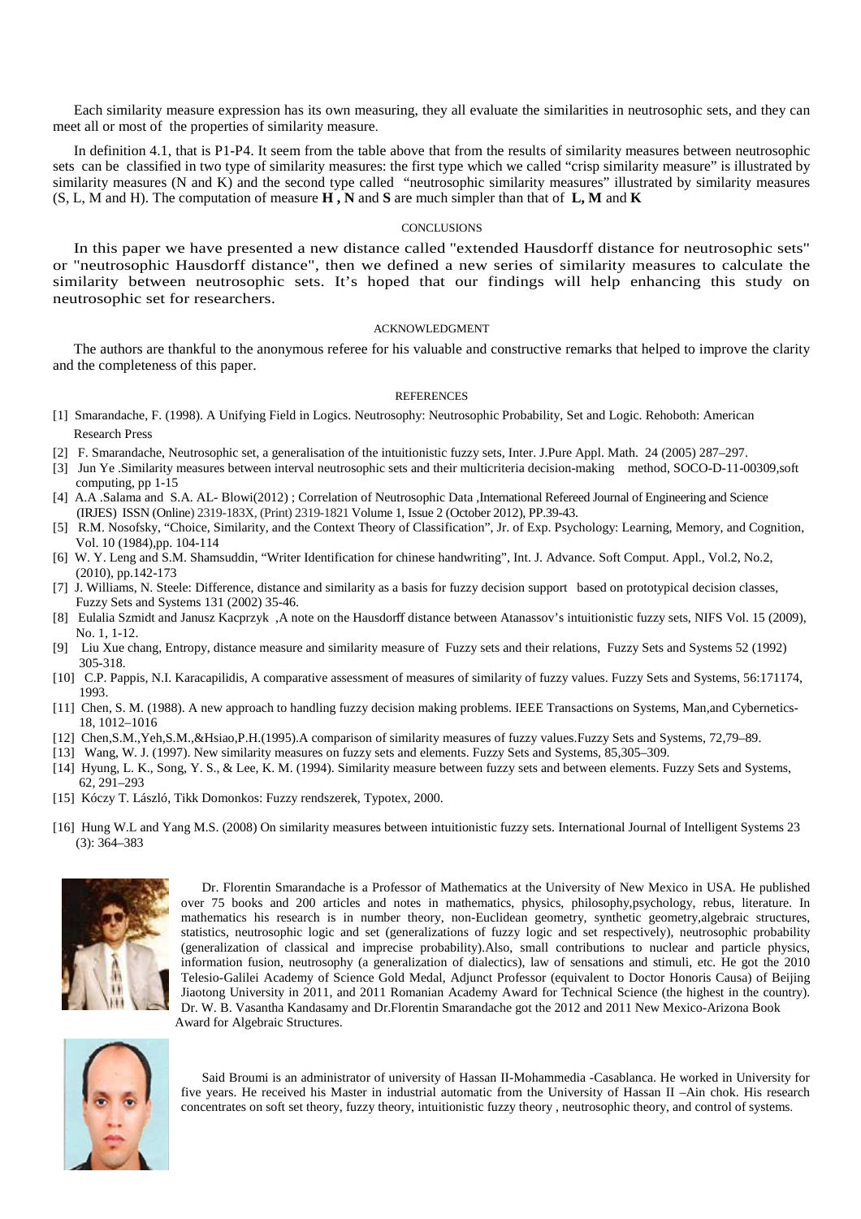Each similarity measure expression has its own measuring, they all evaluate the similarities in neutrosophic sets, and they can meet all or most of the properties of similarity measure.

In definition 4.1, that is P1-P4. It seem from the table above that from the results of similarity measures between neutrosophic sets can be classified in two type of similarity measures: the first type which we called "crisp similarity measure" is illustrated by similarity measures (N and K) and the second type called "neutrosophic similarity measures" illustrated by similarity measures (S, L, M and H). The computation of measure **H , N** and **S** are much simpler than that of **L, M** and **K**

## CONCLUSIONS

In this paper we have presented a new distance called "extended Hausdorff distance for neutrosophic sets" or "neutrosophic Hausdorff distance", then we defined a new series of similarity measures to calculate the similarity between neutrosophic sets. It's hoped that our findings will help enhancing this study on neutrosophic set for researchers.

## ACKNOWLEDGMENT

The authors are thankful to the anonymous referee for his valuable and constructive remarks that helped to improve the clarity and the completeness of this paper.

## REFERENCES

[1] Smarandache, F. (1998). A Unifying Field in Logics. Neutrosophy: Neutrosophic Probability, Set and Logic. Rehoboth: American Research Press

[2] F. Smarandache, Neutrosophic set, a generalisation of the intuitionistic fuzzy sets, Inter. J.Pure Appl. Math. 24 (2005) 287–297.

[3] Jun Ye .Similarity measures between interval neutrosophic sets and their multicriteria decision-making method, SOCO-D-11-00309,soft computing, pp 1-15

[4] A.A .Salama and S.A. AL- Blowi(2012) ; Correlation of Neutrosophic Data ,International Refereed Journal of Engineering and Science (IRJES) ISSN (Online) 2319-183X, (Print) 2319-1821 Volume 1, Issue 2 (October 2012), PP.39-43.

[5] R.M. Nosofsky, "Choice, Similarity, and the Context Theory of Classification", Jr. of Exp. Psychology: Learning, Memory, and Cognition, Vol. 10 (1984),pp. 104-114

[6] W. Y. Leng and S.M. Shamsuddin, "Writer Identification for chinese handwriting", Int. J. Advance. Soft Comput. Appl., Vol.2, No.2, (2010), pp.142-173

[7] J. Williams, N. Steele: Difference, distance and similarity as a basis for fuzzy decision support based on prototypical decision classes, Fuzzy Sets and Systems 131 (2002) 35-46.

[8] Eulalia Szmidt and Janusz Kacprzyk ,A note on the Hausdorff distance between Atanassov's intuitionistic fuzzy sets, NIFS Vol. 15 (2009), No. 1, 1-12.

[9] Liu Xue chang, Entropy, distance measure and similarity measure of Fuzzy sets and their relations, Fuzzy Sets and Systems 52 (1992) 305-318.

[10] C.P. Pappis, N.I. Karacapilidis, A comparative assessment of measures of similarity of fuzzy values. Fuzzy Sets and Systems, 56:171174, 1993.

[11] Chen, S. M. (1988). A new approach to handling fuzzy decision making problems. IEEE Transactions on Systems, Man,and Cybernetics-18, 1012–1016

[12] Chen,S.M.,Yeh,S.M.,&Hsiao,P.H.(1995).A comparison of similarity measures of fuzzy values.Fuzzy Sets and Systems, 72,79–89.

[13] Wang, W. J. (1997). New similarity measures on fuzzy sets and elements. Fuzzy Sets and Systems, 85,305–309.

[14] Hyung, L. K., Song, Y. S., & Lee, K. M. (1994). Similarity measure between fuzzy sets and between elements. Fuzzy Sets and Systems, 62, 291–293

[15] Kóczy T. László, Tikk Domonkos: Fuzzy rendszerek, Typotex, 2000.

[16] Hung W.L and Yang M.S. (2008) On similarity measures between intuitionistic fuzzy sets. International Journal of Intelligent Systems 23 (3): 364–383

Dr. Florentin Smarandache is a Professor of Mathematics at the University of New Mexico in USA. He published over 75 books and 200 articles and notes in mathematics, physics, philosophy,psychology, rebus, literature. In mathematics his research is in number theory, non-Euclidean geometry, synthetic geometry,algebraic structures, statistics, neutrosophic logic and set (generalizations of fuzzy logic and set respectively), neutrosophic probability (generalization of classical and imprecise probability).Also, small contributions to nuclear and particle physics, information fusion, neutrosophy (a generalization of dialectics), law of sensations and stimuli, etc. He got the 2010 Telesio-Galilei Academy of Science Gold Medal, Adjunct Professor (equivalent to Doctor Honoris Causa) of Beijing Jiaotong University in 2011, and 2011 Romanian Academy Award for Technical Science (the highest in the country). Dr. W. B. Vasantha Kandasamy and Dr.Florentin Smarandache got the 2012 and 2011 New Mexico-Arizona Book Award for Algebraic Structures.

Said Broumi is an administrator of university of Hassan II-Mohammedia -Casablanca. He worked in University for five years. He received his Master in industrial automatic from the University of Hassan II –Ain chok. His research concentrates on soft set theory, fuzzy theory, intuitionistic fuzzy theory , neutrosophic theory, and control of systems.